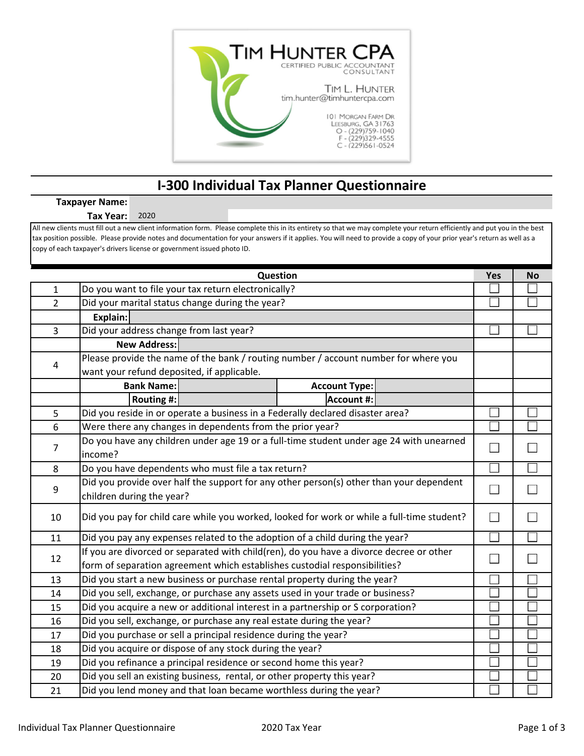**TIM HUNTER CPA**
CERTIFIED PUBLIC ACCOUNTANT
CONSULTANT

TIM L. HUNTER
tim.hunter@timhuntercpa.com

101 MORGAN FARM DR
LEESBURG, GA 31763
O - (229)759-1040
F - (229)329-4555
C - (229)561-0524

# I-300 Individual Tax Planner Questionnaire

**Taxpayer Name:**

**Tax Year:** 2020

All new clients must fill out a new client information form. Please complete this in its entirety so that we may complete your return efficiently and put you in the best tax position possible. Please provide notes and documentation for your answers if it applies. You will need to provide a copy of your prior year's return as well as a copy of each taxpayer's drivers license or government issued photo ID.

| | Question | Yes | No |
|---|---|---|---|
| 1 | Do you want to file your tax return electronically? | ☐ | ☐ |
| 2 | Did your marital status change during the year? | ☐ | ☐ |
| | **Explain:** | | |
| 3 | Did your address change from last year? | ☐ | ☐ |
| | **New Address:** | | |
| 4 | Please provide the name of the bank / routing number / account number for where you want your refund deposited, if applicable. | | |
| | **Bank Name:** &nbsp;&nbsp;&nbsp;&nbsp; **Account Type:** | | |
| | **Routing #:** &nbsp;&nbsp;&nbsp;&nbsp; **Account #:** | | |
| 5 | Did you reside in or operate a business in a Federally declared disaster area? | ☐ | ☐ |
| 6 | Were there any changes in dependents from the prior year? | ☐ | ☐ |
| 7 | Do you have any children under age 19 or a full-time student under age 24 with unearned income? | ☐ | ☐ |
| 8 | Do you have dependents who must file a tax return? | ☐ | ☐ |
| 9 | Did you provide over half the support for any other person(s) other than your dependent children during the year? | ☐ | ☐ |
| 10 | Did you pay for child care while you worked, looked for work or while a full-time student? | ☐ | ☐ |
| 11 | Did you pay any expenses related to the adoption of a child during the year? | ☐ | ☐ |
| 12 | If you are divorced or separated with child(ren), do you have a divorce decree or other form of separation agreement which establishes custodial responsibilities? | ☐ | ☐ |
| 13 | Did you start a new business or purchase rental property during the year? | ☐ | ☐ |
| 14 | Did you sell, exchange, or purchase any assets used in your trade or business? | ☐ | ☐ |
| 15 | Did you acquire a new or additional interest in a partnership or S corporation? | ☐ | ☐ |
| 16 | Did you sell, exchange, or purchase any real estate during the year? | ☐ | ☐ |
| 17 | Did you purchase or sell a principal residence during the year? | ☐ | ☐ |
| 18 | Did you acquire or dispose of any stock during the year? | ☐ | ☐ |
| 19 | Did you refinance a principal residence or second home this year? | ☐ | ☐ |
| 20 | Did you sell an existing business, rental, or other property this year? | ☐ | ☐ |
| 21 | Did you lend money and that loan became worthless during the year? | ☐ | ☐ |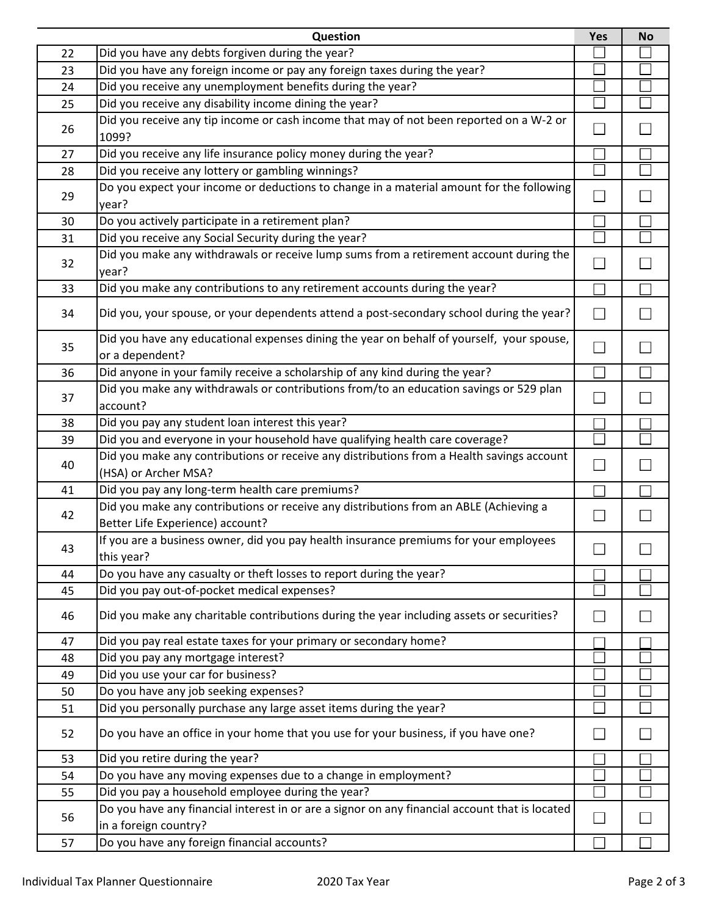| | Question | Yes | No |
|---|---|---|---|
| 22 | Did you have any debts forgiven during the year? | ☐ | ☐ |
| 23 | Did you have any foreign income or pay any foreign taxes during the year? | ☐ | ☐ |
| 24 | Did you receive any unemployment benefits during the year? | ☐ | ☐ |
| 25 | Did you receive any disability income dining the year? | ☐ | ☐ |
| 26 | Did you receive any tip income or cash income that may of not been reported on a W-2 or 1099? | ☐ | ☐ |
| 27 | Did you receive any life insurance policy money during the year? | ☐ | ☐ |
| 28 | Did you receive any lottery or gambling winnings? | ☐ | ☐ |
| 29 | Do you expect your income or deductions to change in a material amount for the following year? | ☐ | ☐ |
| 30 | Do you actively participate in a retirement plan? | ☐ | ☐ |
| 31 | Did you receive any Social Security during the year? | ☐ | ☐ |
| 32 | Did you make any withdrawals or receive lump sums from a retirement account during the year? | ☐ | ☐ |
| 33 | Did you make any contributions to any retirement accounts during the year? | ☐ | ☐ |
| 34 | Did you, your spouse, or your dependents attend a post-secondary school during the year? | ☐ | ☐ |
| 35 | Did you have any educational expenses dining the year on behalf of yourself, your spouse, or a dependent? | ☐ | ☐ |
| 36 | Did anyone in your family receive a scholarship of any kind during the year? | ☐ | ☐ |
| 37 | Did you make any withdrawals or contributions from/to an education savings or 529 plan account? | ☐ | ☐ |
| 38 | Did you pay any student loan interest this year? | ☐ | ☐ |
| 39 | Did you and everyone in your household have qualifying health care coverage? | ☐ | ☐ |
| 40 | Did you make any contributions or receive any distributions from a Health savings account (HSA) or Archer MSA? | ☐ | ☐ |
| 41 | Did you pay any long-term health care premiums? | ☐ | ☐ |
| 42 | Did you make any contributions or receive any distributions from an ABLE (Achieving a Better Life Experience) account? | ☐ | ☐ |
| 43 | If you are a business owner, did you pay health insurance premiums for your employees this year? | ☐ | ☐ |
| 44 | Do you have any casualty or theft losses to report during the year? | ☐ | ☐ |
| 45 | Did you pay out-of-pocket medical expenses? | ☐ | ☐ |
| 46 | Did you make any charitable contributions during the year including assets or securities? | ☐ | ☐ |
| 47 | Did you pay real estate taxes for your primary or secondary home? | ☐ | ☐ |
| 48 | Did you pay any mortgage interest? | ☐ | ☐ |
| 49 | Did you use your car for business? | ☐ | ☐ |
| 50 | Do you have any job seeking expenses? | ☐ | ☐ |
| 51 | Did you personally purchase any large asset items during the year? | ☐ | ☐ |
| 52 | Do you have an office in your home that you use for your business, if you have one? | ☐ | ☐ |
| 53 | Did you retire during the year? | ☐ | ☐ |
| 54 | Do you have any moving expenses due to a change in employment? | ☐ | ☐ |
| 55 | Did you pay a household employee during the year? | ☐ | ☐ |
| 56 | Do you have any financial interest in or are a signor on any financial account that is located in a foreign country? | ☐ | ☐ |
| 57 | Do you have any foreign financial accounts? | ☐ | ☐ |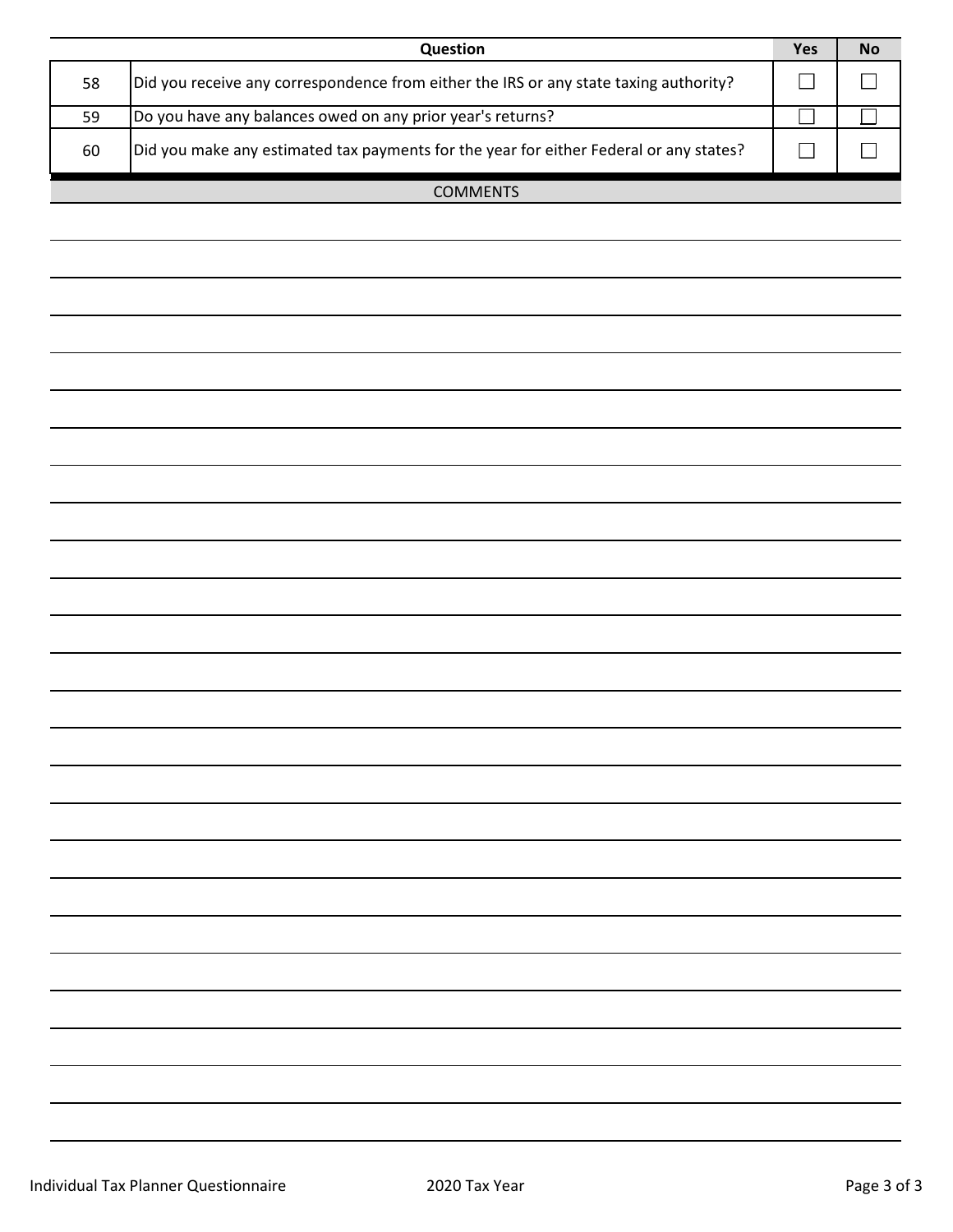| | Question | Yes | No |
|---|---|---|---|
| 58 | Did you receive any correspondence from either the IRS or any state taxing authority? | ☐ | ☐ |
| 59 | Do you have any balances owed on any prior year's returns? | ☐ | ☐ |
| 60 | Did you make any estimated tax payments for the year for either Federal or any states? | ☐ | ☐ |

COMMENTS